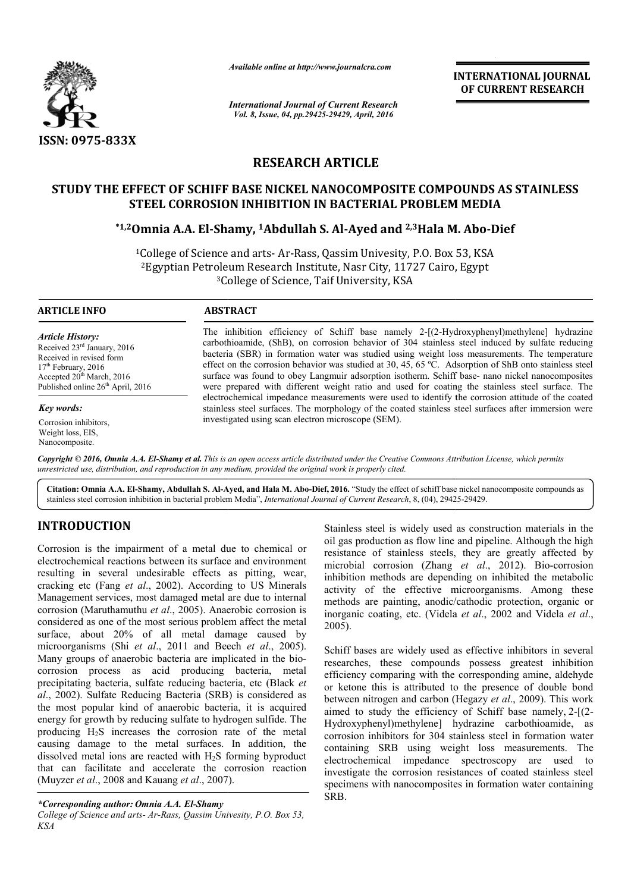*Available online at http://www.journalcra.com*

*International Journal of Current Research*
*Vol. 8, Issue, 04, pp.29425-29429, April, 2016*

**INTERNATIONAL JOURNAL OF CURRENT RESEARCH**

ISSN: 0975-833X

## RESEARCH ARTICLE

# STUDY THE EFFECT OF SCHIFF BASE NICKEL NANOCOMPOSITE COMPOUNDS AS STAINLESS STEEL CORROSION INHIBITION IN BACTERIAL PROBLEM MEDIA

**\*[1,2]Omnia A.A. El-Shamy, [1]Abdullah S. Al-Ayed and [2,3]Hala M. Abo-Dief**

[1]College of Science and arts- Ar-Rass, Qassim Univesity, P.O. Box 53, KSA
[2]Egyptian Petroleum Research Institute, Nasr City, 11727 Cairo, Egypt
[3]College of Science, Taif University, KSA

### ARTICLE INFO

*Article History:*
Received 23[rd] January, 2016
Received in revised form
17[th] February, 2016
Accepted 20[th] March, 2016
Published online 26[th] April, 2016

*Key words:*
Corrosion inhibitors,
Weight loss, EIS,
Nanocomposite.

### ABSTRACT

The inhibition efficiency of Schiff base namely 2-[(2-Hydroxyphenyl)methylene] hydrazine carbothioamide, (ShB), on corrosion behavior of 304 stainless steel induced by sulfate reducing bacteria (SBR) in formation water was studied using weight loss measurements. The temperature effect on the corrosion behavior was studied at 30, 45, 65 ºC. Adsorption of ShB onto stainless steel surface was found to obey Langmuir adsorption isotherm. Schiff base- nano nickel nanocomposites were prepared with different weight ratio and used for coating the stainless steel surface. The electrochemical impedance measurements were used to identify the corrosion attitude of the coated stainless steel surfaces. The morphology of the coated stainless steel surfaces after immersion were investigated using scan electron microscope (SEM).

*Copyright © 2016, Omnia A.A. El-Shamy et al. This is an open access article distributed under the Creative Commons Attribution License, which permits unrestricted use, distribution, and reproduction in any medium, provided the original work is properly cited.*

**Citation: Omnia A.A. El-Shamy, Abdullah S. Al-Ayed, and Hala M. Abo-Dief, 2016.** "Study the effect of schiff base nickel nanocomposite compounds as stainless steel corrosion inhibition in bacterial problem Media", *International Journal of Current Research*, 8, (04), 29425-29429.

## INTRODUCTION

Corrosion is the impairment of a metal due to chemical or electrochemical reactions between its surface and environment resulting in several undesirable effects as pitting, wear, cracking etc (Fang *et al*., 2002). According to US Minerals Management services, most damaged metal are due to internal corrosion (Maruthamuthu *et al*., 2005). Anaerobic corrosion is considered as one of the most serious problem affect the metal surface, about 20% of all metal damage caused by microorganisms (Shi *et al*., 2011 and Beech *et al*., 2005). Many groups of anaerobic bacteria are implicated in the bio-corrosion process as acid producing bacteria, metal precipitating bacteria, sulfate reducing bacteria, etc (Black *et al*., 2002). Sulfate Reducing Bacteria (SRB) is considered as the most popular kind of anaerobic bacteria, it is acquired energy for growth by reducing sulfate to hydrogen sulfide. The producing $H_2S$ increases the corrosion rate of the metal causing damage to the metal surfaces. In addition, the dissolved metal ions are reacted with $H_2S$ forming byproduct that can facilitate and accelerate the corrosion reaction (Muyzer *et al*., 2008 and Kauang *et al*., 2007).

Stainless steel is widely used as construction materials in the oil gas production as flow line and pipeline. Although the high resistance of stainless steels, they are greatly affected by microbial corrosion (Zhang *et al*., 2012). Bio-corrosion inhibition methods are depending on inhibited the metabolic activity of the effective microorganisms. Among these methods are painting, anodic/cathodic protection, organic or inorganic coating, etc. (Videla *et al*., 2002 and Videla *et al*., 2005).

Schiff bases are widely used as effective inhibitors in several researches, these compounds possess greatest inhibition efficiency comparing with the corresponding amine, aldehyde or ketone this is attributed to the presence of double bond between nitrogen and carbon (Hegazy *et al*., 2009). This work aimed to study the efficiency of Schiff base namely, 2-[(2-Hydroxyphenyl)methylene] hydrazine carbothioamide, as corrosion inhibitors for 304 stainless steel in formation water containing SRB using weight loss measurements. The electrochemical impedance spectroscopy are used to investigate the corrosion resistances of coated stainless steel specimens with nanocomposites in formation water containing SRB.

*\*Corresponding author: Omnia A.A. El-Shamy*
*College of Science and arts- Ar-Rass, Qassim Univesity, P.O. Box 53, KSA*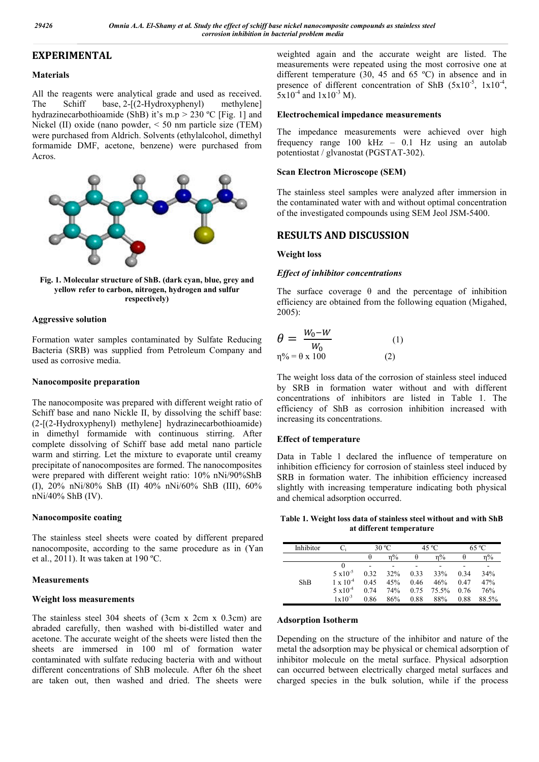## EXPERIMENTAL

### Materials

All the reagents were analytical grade and used as received. The Schiff base, 2-[(2-Hydroxyphenyl) methylene] hydrazinecarbothioamide (ShB) it's m.p > 230 ºC [Fig. 1] and Nickel (II) oxide (nano powder, < 50 nm particle size (TEM) were purchased from Aldrich. Solvents (ethylalcohol, dimethyl formamide DMF, acetone, benzene) were purchased from Acros.

**Fig. 1. Molecular structure of ShB. (dark cyan, blue, grey and yellow refer to carbon, nitrogen, hydrogen and sulfur respectively)**

### Aggressive solution

Formation water samples contaminated by Sulfate Reducing Bacteria (SRB) was supplied from Petroleum Company and used as corrosive media.

### Nanocomposite preparation

The nanocomposite was prepared with different weight ratio of Schiff base and nano Nickle II, by dissolving the schiff base: (2-[(2-Hydroxyphenyl) methylene] hydrazinecarbothioamide) in dimethyl formamide with continuous stirring. After complete dissolving of Schiff base add metal nano particle warm and stirring. Let the mixture to evaporate until creamy precipitate of nanocomposites are formed. The nanocomposites were prepared with different weight ratio: 10% nNi/90%ShB (I), 20% nNi/80% ShB (II) 40% nNi/60% ShB (III), 60% nNi/40% ShB (IV).

### Nanocomposite coating

The stainless steel sheets were coated by different prepared nanocomposite, according to the same procedure as in (Yan et al., 2011). It was taken at 190 ºC.

### Measurements

### Weight loss measurements

The stainless steel 304 sheets of (3cm x 2cm x 0.3cm) are abraded carefully, then washed with bi-distilled water and acetone. The accurate weight of the sheets were listed then the sheets are immersed in 100 ml of formation water contaminated with sulfate reducing bacteria with and without different concentrations of ShB molecule. After 6h the sheet are taken out, then washed and dried. The sheets were weighted again and the accurate weight are listed. The measurements were repeated using the most corrosive one at different temperature (30, 45 and 65 ºC) in absence and in presence of different concentration of ShB ($5x10^{-5}$, $1x10^{-4}$, $5x10^{-4}$ and $1x10^{-3}$ M).

### Electrochemical impedance measurements

The impedance measurements were achieved over high frequency range 100 kHz – 0.1 Hz using an autolab potentiostat / glvanostat (PGSTAT-302).

### Scan Electron Microscope (SEM)

The stainless steel samples were analyzed after immersion in the contaminated water with and without optimal concentration of the investigated compounds using SEM Jeol JSM-5400.

## RESULTS AND DISCUSSION

### Weight loss

### *Effect of inhibitor concentrations*

The surface coverage θ and the percentage of inhibition efficiency are obtained from the following equation (Migahed, 2005):

$$\theta = \frac{W_0 - W}{W_0} \qquad (1)$$

$$\eta\% = \theta \times 100 \qquad (2)$$

The weight loss data of the corrosion of stainless steel induced by SRB in formation water without and with different concentrations of inhibitors are listed in Table 1. The efficiency of ShB as corrosion inhibition increased with increasing its concentrations.

### Effect of temperature

Data in Table 1 declared the influence of temperature on inhibition efficiency for corrosion of stainless steel induced by SRB in formation water. The inhibition efficiency increased slightly with increasing temperature indicating both physical and chemical adsorption occurred.

**Table 1. Weight loss data of stainless steel without and with ShB at different temperature**

| Inhibitor | $C_i$ | 30 ºC | | 45 ºC | | 65 ºC | |
|---|---|---|---|---|---|---|---|
| | | θ | η% | θ | η% | θ | η% |
| | 0 | - | - | - | - | - | - |
| | $5 \times 10^{-5}$ | 0.32 | 32% | 0.33 | 33% | 0.34 | 34% |
| ShB | $1 \times 10^{-4}$ | 0.45 | 45% | 0.46 | 46% | 0.47 | 47% |
| | $5 \times 10^{-4}$ | 0.74 | 74% | 0.75 | 75.5% | 0.76 | 76% |
| | $1 \times 10^{-3}$ | 0.86 | 86% | 0.88 | 88% | 0.88 | 88.5% |

### Adsorption Isotherm

Depending on the structure of the inhibitor and nature of the metal the adsorption may be physical or chemical adsorption of inhibitor molecule on the metal surface. Physical adsorption can occurred between electrically charged metal surfaces and charged species in the bulk solution, while if the process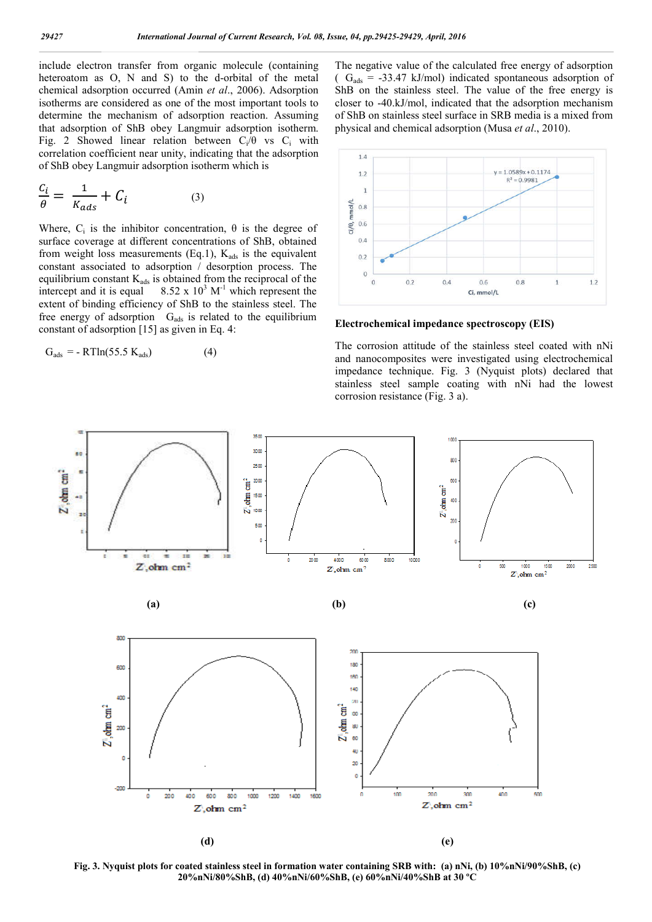include electron transfer from organic molecule (containing heteroatom as O, N and S) to the d-orbital of the metal chemical adsorption occurred (Amin *et al*., 2006). Adsorption isotherms are considered as one of the most important tools to determine the mechanism of adsorption reaction. Assuming that adsorption of ShB obey Langmuir adsorption isotherm. Fig. 2 Showed linear relation between $C_i/\theta$ vs $C_i$ with correlation coefficient near unity, indicating that the adsorption of ShB obey Langmuir adsorption isotherm which is

$$\frac{C_i}{\theta} = \frac{1}{K_{ads}} + C_i \qquad (3)$$

Where, $C_i$ is the inhibitor concentration, θ is the degree of surface coverage at different concentrations of ShB, obtained from weight loss measurements (Eq.1), $K_{ads}$ is the equivalent constant associated to adsorption / desorption process. The equilibrium constant $K_{ads}$ is obtained from the reciprocal of the intercept and it is equal 8.52 x $10^3$ $M^{-1}$ which represent the extent of binding efficiency of ShB to the stainless steel. The free energy of adsorption $G_{ads}$ is related to the equilibrium constant of adsorption [15] as given in Eq. 4:

$$G_{ads} = - RTln(55.5\ K_{ads}) \qquad (4)$$

The negative value of the calculated free energy of adsorption ( $G_{ads}$ = -33.47 kJ/mol) indicated spontaneous adsorption of ShB on the stainless steel. The value of the free energy is closer to -40.kJ/mol, indicated that the adsorption mechanism of ShB on stainless steel surface in SRB media is a mixed from physical and chemical adsorption (Musa *et al*., 2010).

## Electrochemical impedance spectroscopy (EIS)

The corrosion attitude of the stainless steel coated with nNi and nanocomposites were investigated using electrochemical impedance technique. Fig. 3 (Nyquist plots) declared that stainless steel sample coating with nNi had the lowest corrosion resistance (Fig. 3 a).

**Fig. 3. Nyquist plots for coated stainless steel in formation water containing SRB with: (a) nNi, (b) 10%nNi/90%ShB, (c) 20%nNi/80%ShB, (d) 40%nNi/60%ShB, (e) 60%nNi/40%ShB at 30 ºC**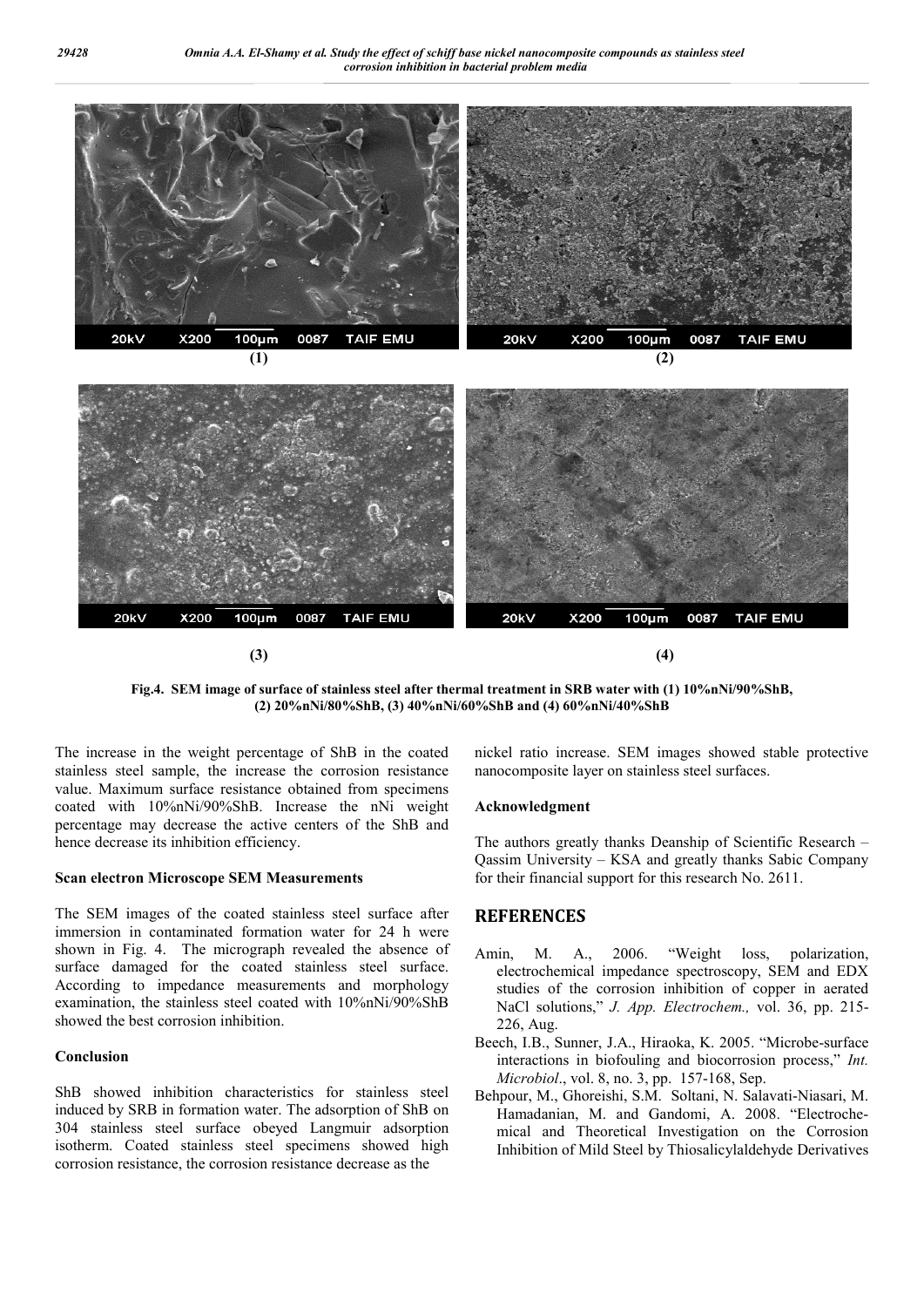Fig.4. SEM image of surface of stainless steel after thermal treatment in SRB water with (1) 10%nNi/90%ShB, (2) 20%nNi/80%ShB, (3) 40%nNi/60%ShB and (4) 60%nNi/40%ShB

The increase in the weight percentage of ShB in the coated stainless steel sample, the increase the corrosion resistance value. Maximum surface resistance obtained from specimens coated with 10%nNi/90%ShB. Increase the nNi weight percentage may decrease the active centers of the ShB and hence decrease its inhibition efficiency.

### Scan electron Microscope SEM Measurements

The SEM images of the coated stainless steel surface after immersion in contaminated formation water for 24 h were shown in Fig. 4. The micrograph revealed the absence of surface damaged for the coated stainless steel surface. According to impedance measurements and morphology examination, the stainless steel coated with 10%nNi/90%ShB showed the best corrosion inhibition.

### Conclusion

ShB showed inhibition characteristics for stainless steel induced by SRB in formation water. The adsorption of ShB on 304 stainless steel surface obeyed Langmuir adsorption isotherm. Coated stainless steel specimens showed high corrosion resistance, the corrosion resistance decrease as the nickel ratio increase. SEM images showed stable protective nanocomposite layer on stainless steel surfaces.

### Acknowledgment

The authors greatly thanks Deanship of Scientific Research – Qassim University – KSA and greatly thanks Sabic Company for their financial support for this research No. 2611.

## REFERENCES

Amin, M. A., 2006. "Weight loss, polarization, electrochemical impedance spectroscopy, SEM and EDX studies of the corrosion inhibition of copper in aerated NaCl solutions," *J. App. Electrochem.,* vol. 36, pp. 215-226, Aug.

Beech, I.B., Sunner, J.A., Hiraoka, K. 2005. "Microbe-surface interactions in biofouling and biocorrosion process," *Int. Microbiol*., vol. 8, no. 3, pp. 157-168, Sep.

Behpour, M., Ghoreishi, S.M. Soltani, N. Salavati-Niasari, M. Hamadanian, M. and Gandomi, A. 2008. "Electrochemical and Theoretical Investigation on the Corrosion Inhibition of Mild Steel by Thiosalicylaldehyde Derivatives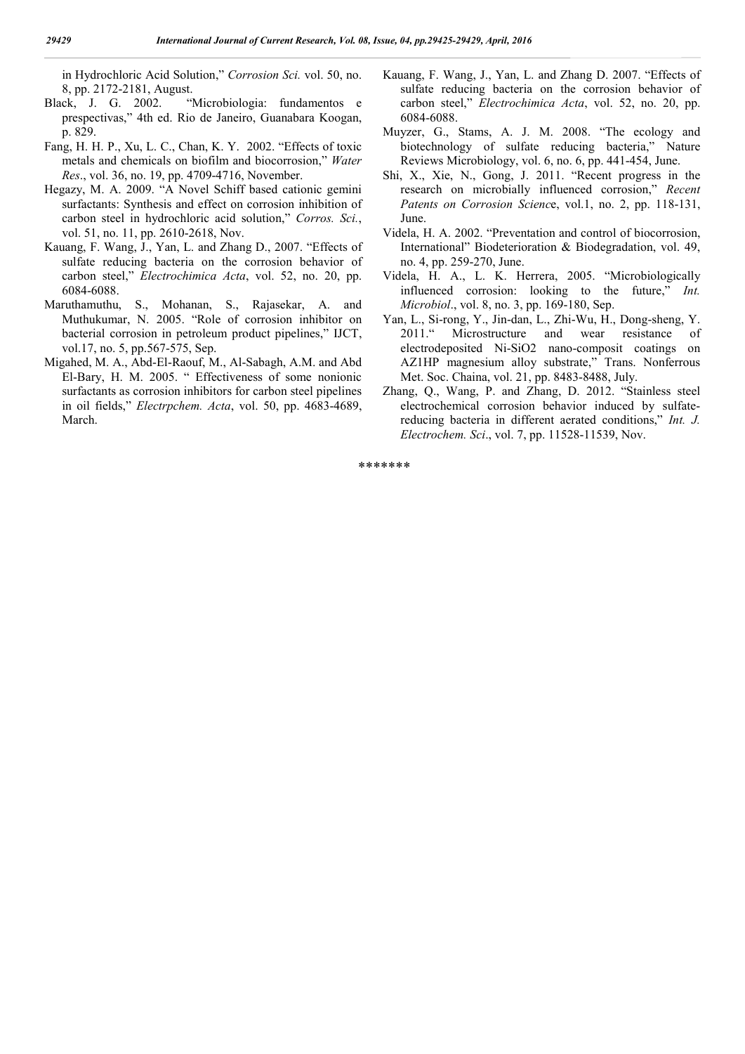in Hydrochloric Acid Solution," *Corrosion Sci.* vol. 50, no. 8, pp. 2172-2181, August.

Black, J. G. 2002. "Microbiologia: fundamentos e prespectivas," 4th ed. Rio de Janeiro, Guanabara Koogan, p. 829.

Fang, H. H. P., Xu, L. C., Chan, K. Y. 2002. "Effects of toxic metals and chemicals on biofilm and biocorrosion," *Water Res*., vol. 36, no. 19, pp. 4709-4716, November.

Hegazy, M. A. 2009. "A Novel Schiff based cationic gemini surfactants: Synthesis and effect on corrosion inhibition of carbon steel in hydrochloric acid solution," *Corros. Sci.*, vol. 51, no. 11, pp. 2610-2618, Nov.

Kauang, F. Wang, J., Yan, L. and Zhang D., 2007. "Effects of sulfate reducing bacteria on the corrosion behavior of carbon steel," *Electrochimica Acta*, vol. 52, no. 20, pp. 6084-6088.

Maruthamuthu, S., Mohanan, S., Rajasekar, A. and Muthukumar, N. 2005. "Role of corrosion inhibitor on bacterial corrosion in petroleum product pipelines," IJCT, vol.17, no. 5, pp.567-575, Sep.

Migahed, M. A., Abd-El-Raouf, M., Al-Sabagh, A.M. and Abd El-Bary, H. M. 2005. " Effectiveness of some nonionic surfactants as corrosion inhibitors for carbon steel pipelines in oil fields," *Electrpchem. Acta*, vol. 50, pp. 4683-4689, March.

Kauang, F. Wang, J., Yan, L. and Zhang D. 2007. "Effects of sulfate reducing bacteria on the corrosion behavior of carbon steel," *Electrochimica Acta*, vol. 52, no. 20, pp. 6084-6088.

Muyzer, G., Stams, A. J. M. 2008. "The ecology and biotechnology of sulfate reducing bacteria," Nature Reviews Microbiology, vol. 6, no. 6, pp. 441-454, June.

Shi, X., Xie, N., Gong, J. 2011. "Recent progress in the research on microbially influenced corrosion," *Recent Patents on Corrosion Scienc*e, vol.1, no. 2, pp. 118-131, June.

Videla, H. A. 2002. "Preventation and control of biocorrosion, International" Biodeterioration & Biodegradation, vol. 49, no. 4, pp. 259-270, June.

Videla, H. A., L. K. Herrera, 2005. "Microbiologically influenced corrosion: looking to the future," *Int. Microbiol*., vol. 8, no. 3, pp. 169-180, Sep.

Yan, L., Si-rong, Y., Jin-dan, L., Zhi-Wu, H., Dong-sheng, Y. 2011." Microstructure and wear resistance of electrodeposited Ni-SiO2 nano-composit coatings on AZ1HP magnesium alloy substrate," Trans. Nonferrous Met. Soc. Chaina, vol. 21, pp. 8483-8488, July.

Zhang, Q., Wang, P. and Zhang, D. 2012. "Stainless steel electrochemical corrosion behavior induced by sulfate-reducing bacteria in different aerated conditions," *Int. J. Electrochem. Sci*., vol. 7, pp. 11528-11539, Nov.

*******